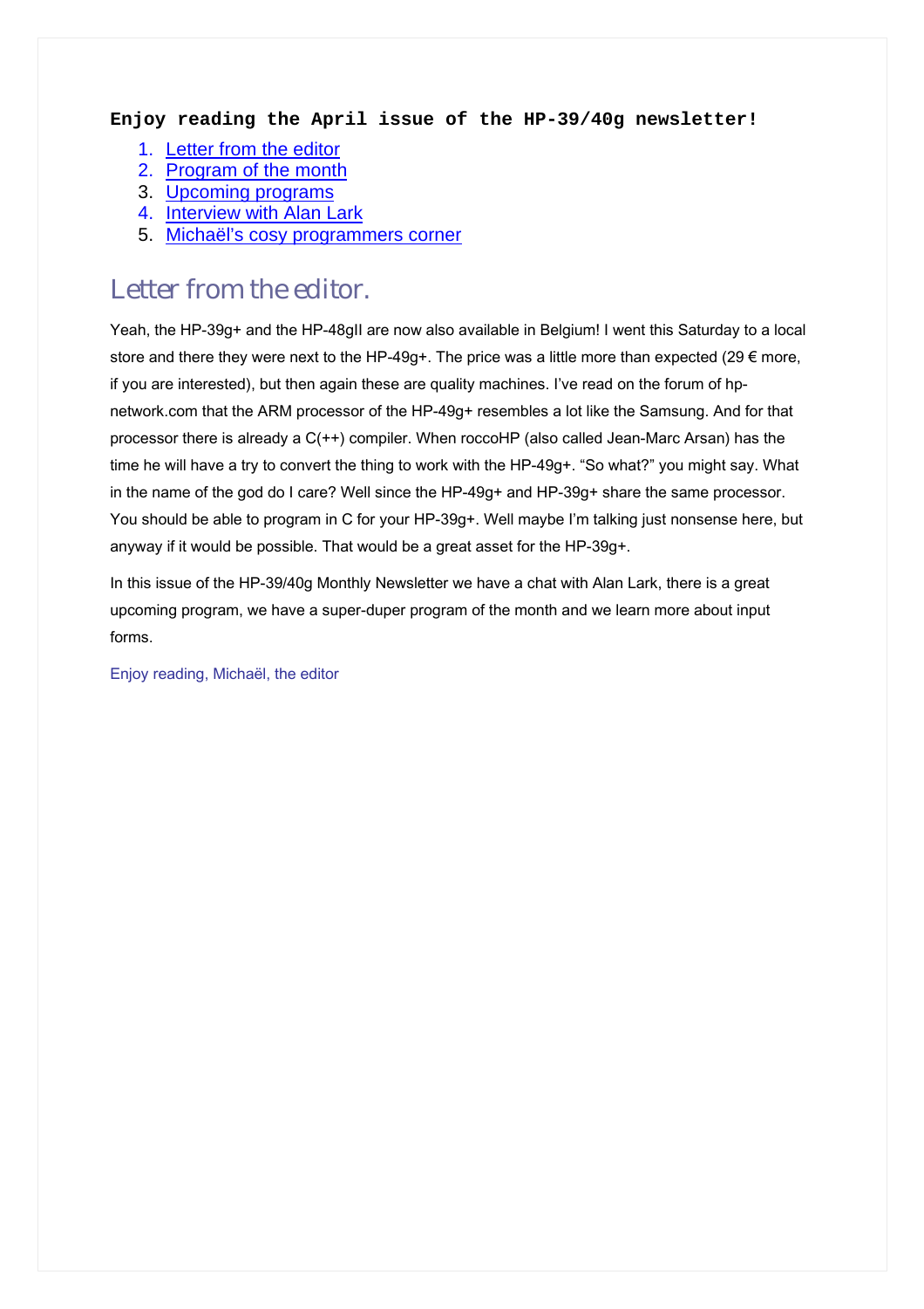**Enjoy reading the April issue of the HP-39/40g newsletter!**

1. Letter from the editor
2. Program of the month
3. Upcoming programs
4. Interview with Alan Lark
5. Michaël's cosy programmers corner

# Letter from the editor.

Yeah, the HP-39g+ and the HP-48gII are now also available in Belgium! I went this Saturday to a local store and there they were next to the HP-49g+. The price was a little more than expected (29 € more, if you are interested), but then again these are quality machines. I've read on the forum of hp-network.com that the ARM processor of the HP-49g+ resembles a lot like the Samsung. And for that processor there is already a C(++) compiler. When roccoHP (also called Jean-Marc Arsan) has the time he will have a try to convert the thing to work with the HP-49g+. "So what?" you might say. What in the name of the god do I care? Well since the HP-49g+ and HP-39g+ share the same processor. You should be able to program in C for your HP-39g+. Well maybe I'm talking just nonsense here, but anyway if it would be possible. That would be a great asset for the HP-39g+.

In this issue of the HP-39/40g Monthly Newsletter we have a chat with Alan Lark, there is a great upcoming program, we have a super-duper program of the month and we learn more about input forms.

Enjoy reading, Michaël, the editor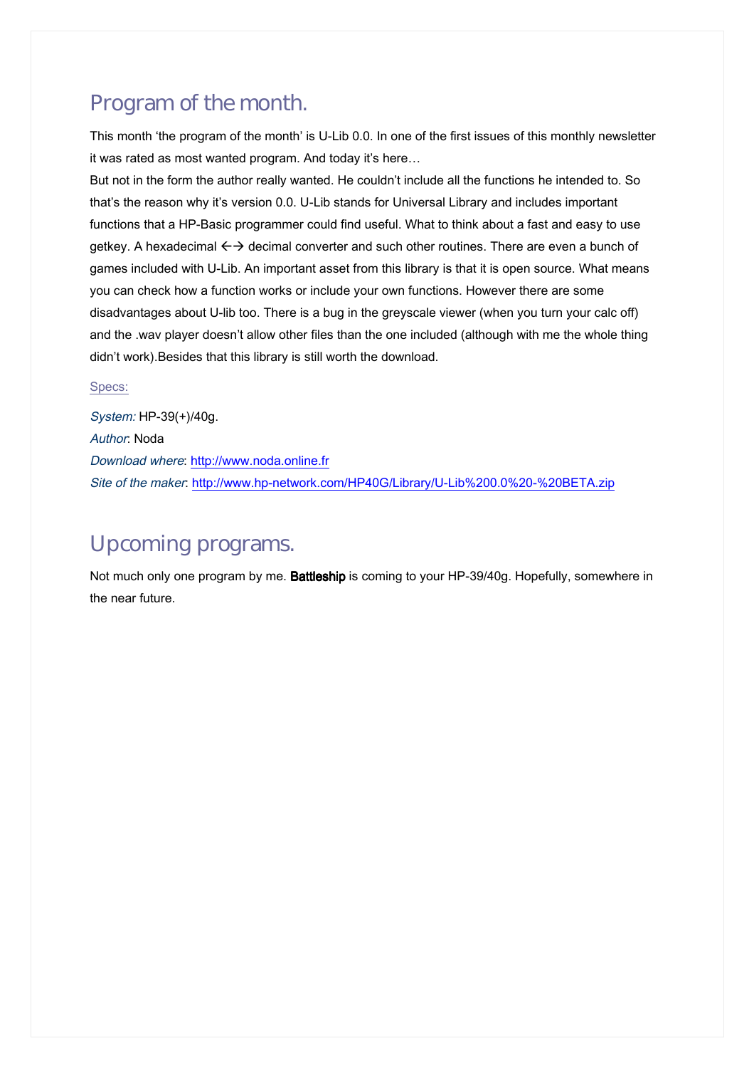## Program of the month.

This month 'the program of the month' is U-Lib 0.0. In one of the first issues of this monthly newsletter it was rated as most wanted program. And today it's here…

But not in the form the author really wanted. He couldn't include all the functions he intended to. So that's the reason why it's version 0.0. U-Lib stands for Universal Library and includes important functions that a HP-Basic programmer could find useful. What to think about a fast and easy to use getkey. A hexadecimal ←→ decimal converter and such other routines. There are even a bunch of games included with U-Lib. An important asset from this library is that it is open source. What means you can check how a function works or include your own functions. However there are some disadvantages about U-lib too. There is a bug in the greyscale viewer (when you turn your calc off) and the .wav player doesn't allow other files than the one included (although with me the whole thing didn't work).Besides that this library is still worth the download.

Specs:

*System:* HP-39(+)/40g.

*Author*: Noda

*Download where*: http://www.noda.online.fr

*Site of the maker*: http://www.hp-network.com/HP40G/Library/U-Lib%200.0%20-%20BETA.zip

## Upcoming programs.

Not much only one program by me. **Battleship** is coming to your HP-39/40g. Hopefully, somewhere in the near future.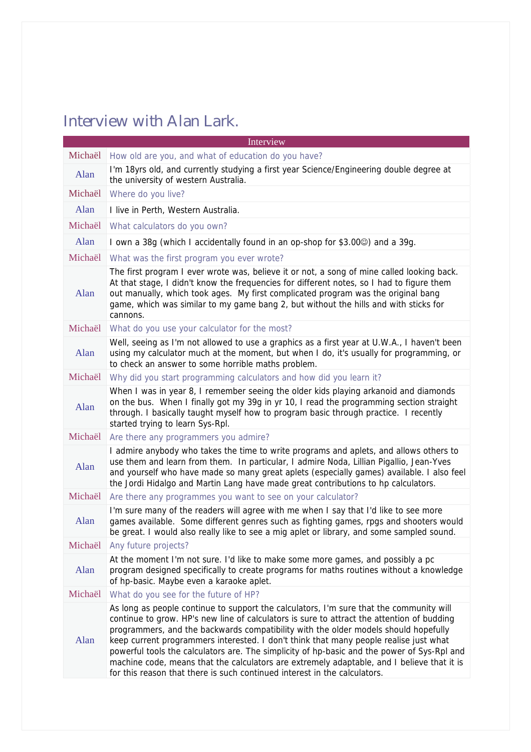# Interview with Alan Lark.

| Interview | |
|---|---|
| Michaël | How old are you, and what of education do you have? |
| Alan | I'm 18yrs old, and currently studying a first year Science/Engineering double degree at the university of western Australia. |
| Michaël | Where do you live? |
| Alan | I live in Perth, Western Australia. |
| Michaël | What calculators do you own? |
| Alan | I own a 38g (which I accidentally found in an op-shop for $3.00☺) and a 39g. |
| Michaël | What was the first program you ever wrote? |
| Alan | The first program I ever wrote was, believe it or not, a song of mine called looking back. At that stage, I didn't know the frequencies for different notes, so I had to figure them out manually, which took ages. My first complicated program was the original bang game, which was similar to my game bang 2, but without the hills and with sticks for cannons. |
| Michaël | What do you use your calculator for the most? |
| Alan | Well, seeing as I'm not allowed to use a graphics as a first year at U.W.A., I haven't been using my calculator much at the moment, but when I do, it's usually for programming, or to check an answer to some horrible maths problem. |
| Michaël | Why did you start programming calculators and how did you learn it? |
| Alan | When I was in year 8, I remember seeing the older kids playing arkanoid and diamonds on the bus. When I finally got my 39g in yr 10, I read the programming section straight through. I basically taught myself how to program basic through practice. I recently started trying to learn Sys-Rpl. |
| Michaël | Are there any programmers you admire? |
| Alan | I admire anybody who takes the time to write programs and aplets, and allows others to use them and learn from them. In particular, I admire Noda, Lillian Pigallio, Jean-Yves and yourself who have made so many great aplets (especially games) available. I also feel the Jordi Hidalgo and Martin Lang have made great contributions to hp calculators. |
| Michaël | Are there any programmes you want to see on your calculator? |
| Alan | I'm sure many of the readers will agree with me when I say that I'd like to see more games available. Some different genres such as fighting games, rpgs and shooters would be great. I would also really like to see a mig aplet or library, and some sampled sound. |
| Michaël | Any future projects? |
| Alan | At the moment I'm not sure. I'd like to make some more games, and possibly a pc program designed specifically to create programs for maths routines without a knowledge of hp-basic. Maybe even a karaoke aplet. |
| Michaël | What do you see for the future of HP? |
| Alan | As long as people continue to support the calculators, I'm sure that the community will continue to grow. HP's new line of calculators is sure to attract the attention of budding programmers, and the backwards compatibility with the older models should hopefully keep current programmers interested. I don't think that many people realise just what powerful tools the calculators are. The simplicity of hp-basic and the power of Sys-Rpl and machine code, means that the calculators are extremely adaptable, and I believe that it is for this reason that there is such continued interest in the calculators. |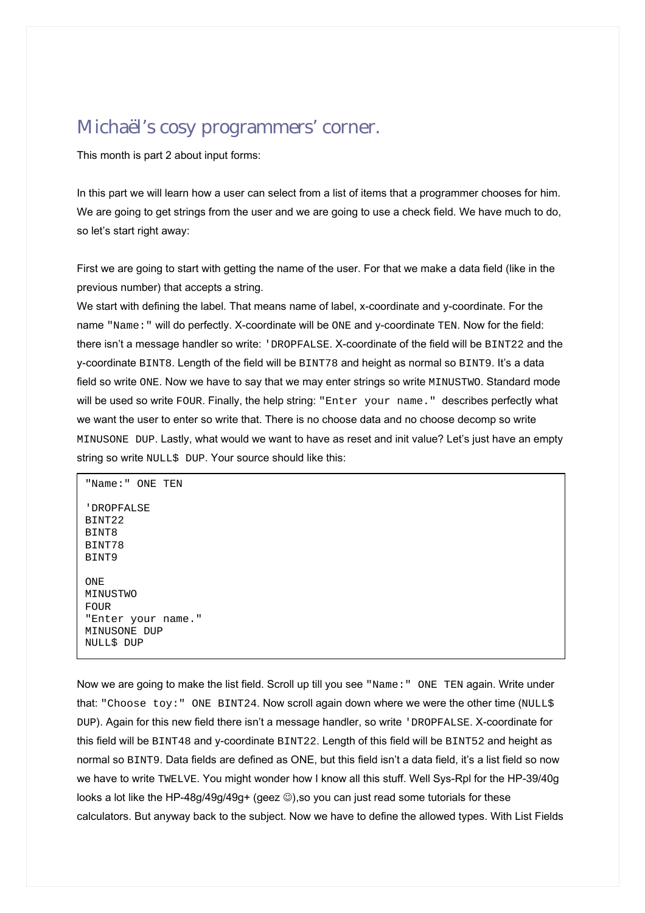# Michaël's cosy programmers' corner.

This month is part 2 about input forms:

In this part we will learn how a user can select from a list of items that a programmer chooses for him. We are going to get strings from the user and we are going to use a check field. We have much to do, so let's start right away:

First we are going to start with getting the name of the user. For that we make a data field (like in the previous number) that accepts a string.

We start with defining the label. That means name of label, x-coordinate and y-coordinate. For the name `"Name:"` will do perfectly. X-coordinate will be `ONE` and y-coordinate `TEN`. Now for the field: there isn't a message handler so write: `'DROPFALSE`. X-coordinate of the field will be `BINT22` and the y-coordinate `BINT8`. Length of the field will be `BINT78` and height as normal so `BINT9`. It's a data field so write `ONE`. Now we have to say that we may enter strings so write `MINUSTWO`. Standard mode will be used so write `FOUR`. Finally, the help string: `"Enter your name."` describes perfectly what we want the user to enter so write that. There is no choose data and no choose decomp so write `MINUSONE DUP`. Lastly, what would we want to have as reset and init value? Let's just have an empty string so write `NULL$ DUP`. Your source should like this:

```
"Name:" ONE TEN

'DROPFALSE
BINT22
BINT8
BINT78
BINT9

ONE
MINUSTWO
FOUR
"Enter your name."
MINUSONE DUP
NULL$ DUP
```

Now we are going to make the list field. Scroll up till you see `"Name:" ONE TEN` again. Write under that: `"Choose toy:" ONE BINT24`. Now scroll again down where we were the other time (`NULL$ DUP`). Again for this new field there isn't a message handler, so write `'DROPFALSE`. X-coordinate for this field will be `BINT48` and y-coordinate `BINT22`. Length of this field will be `BINT52` and height as normal so `BINT9`. Data fields are defined as ONE, but this field isn't a data field, it's a list field so now we have to write `TWELVE`. You might wonder how I know all this stuff. Well Sys-Rpl for the HP-39/40g looks a lot like the HP-48g/49g/49g+ (geez ☺),so you can just read some tutorials for these calculators. But anyway back to the subject. Now we have to define the allowed types. With List Fields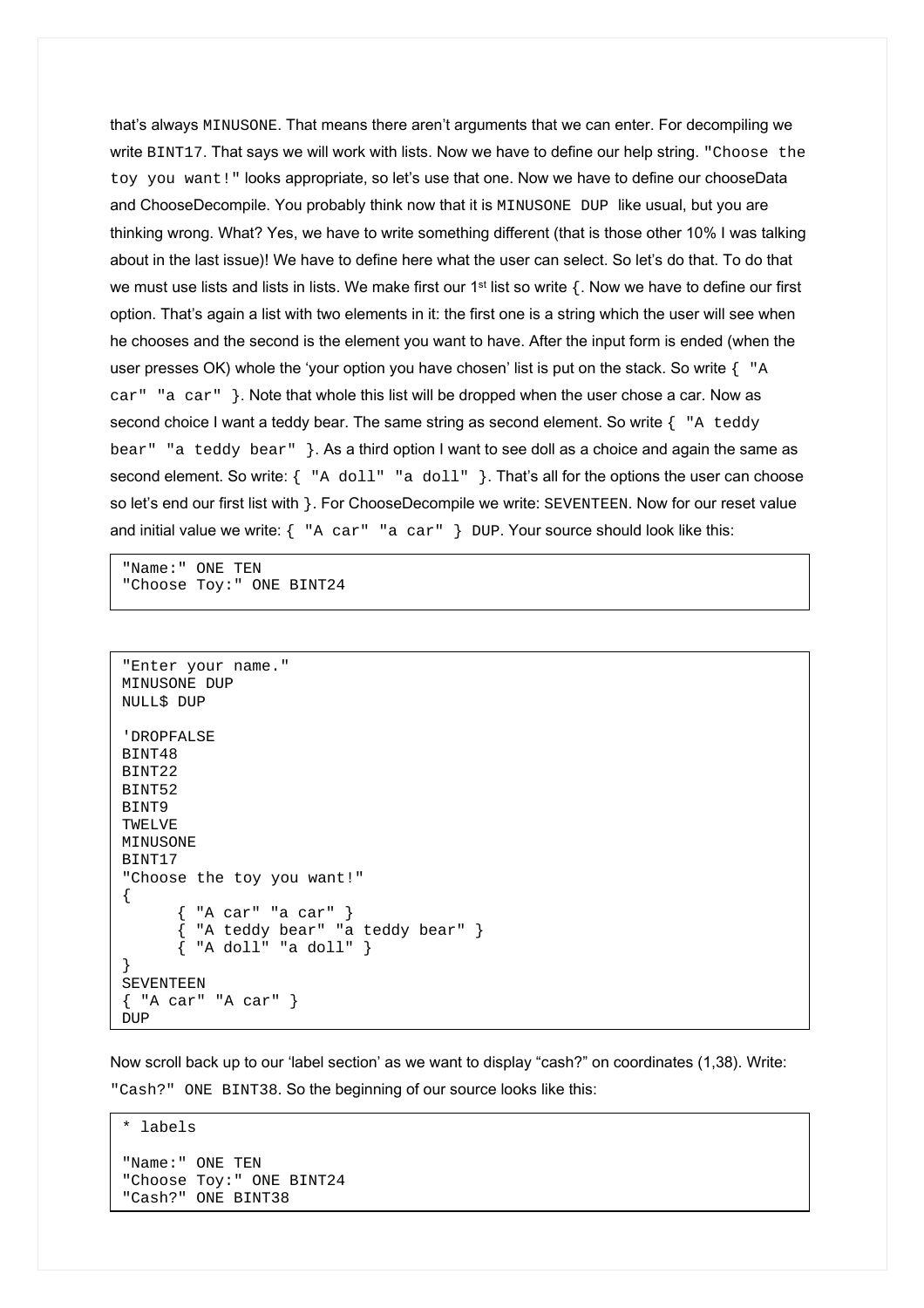that's always `MINUSONE`. That means there aren't arguments that we can enter. For decompiling we write `BINT17`. That says we will work with lists. Now we have to define our help string. `"Choose the toy you want!"` looks appropriate, so let's use that one. Now we have to define our chooseData and ChooseDecompile. You probably think now that it is `MINUSONE DUP` like usual, but you are thinking wrong. What? Yes, we have to write something different (that is those other 10% I was talking about in the last issue)! We have to define here what the user can select. So let's do that. To do that we must use lists and lists in lists. We make first our 1st list so write `{`. Now we have to define our first option. That's again a list with two elements in it: the first one is a string which the user will see when he chooses and the second is the element you want to have. After the input form is ended (when the user presses OK) whole the 'your option you have chosen' list is put on the stack. So write `{ "A car" "a car" }`. Note that whole this list will be dropped when the user chose a car. Now as second choice I want a teddy bear. The same string as second element. So write `{ "A teddy bear" "a teddy bear" }`. As a third option I want to see doll as a choice and again the same as second element. So write: `{ "A doll" "a doll" }`. That's all for the options the user can choose so let's end our first list with `}`. For ChooseDecompile we write: `SEVENTEEN`. Now for our reset value and initial value we write: `{ "A car" "a car" } DUP`. Your source should look like this:

```
"Name:" ONE TEN
"Choose Toy:" ONE BINT24
```

```
"Enter your name."
MINUSONE DUP
NULL$ DUP

'DROPFALSE
BINT48
BINT22
BINT52
BINT9
TWELVE
MINUSONE
BINT17
"Choose the toy you want!"
{
      { "A car" "a car" }
      { "A teddy bear" "a teddy bear" }
      { "A doll" "a doll" }
}
SEVENTEEN
{ "A car" "A car" }
DUP
```

Now scroll back up to our 'label section' as we want to display "cash?" on coordinates (1,38). Write: `"Cash?" ONE BINT38`. So the beginning of our source looks like this:

```
* labels

"Name:" ONE TEN
"Choose Toy:" ONE BINT24
"Cash?" ONE BINT38
```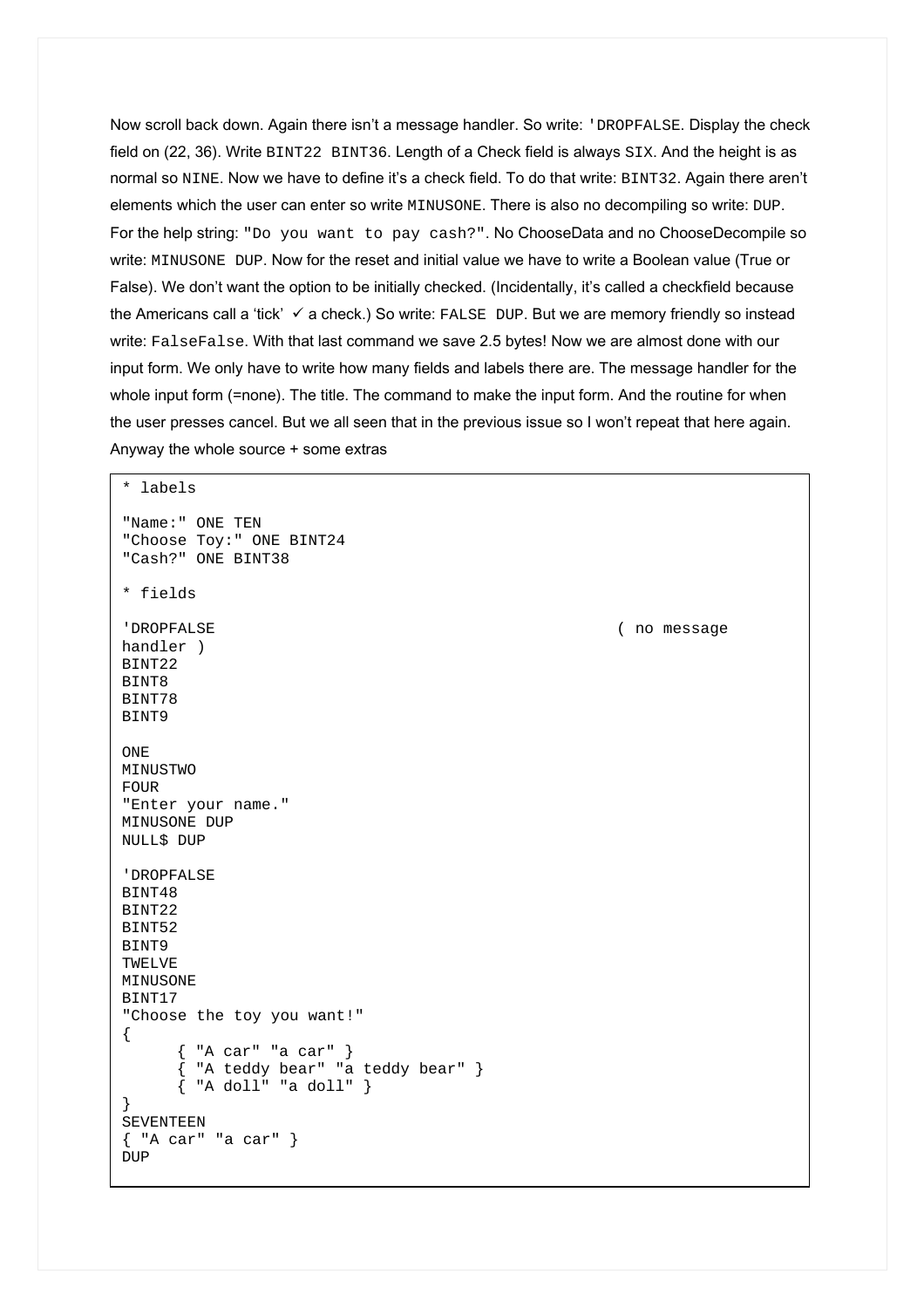Now scroll back down. Again there isn't a message handler. So write: `'DROPFALSE`. Display the check field on (22, 36). Write `BINT22 BINT36`. Length of a Check field is always `SIX`. And the height is as normal so `NINE`. Now we have to define it's a check field. To do that write: `BINT32`. Again there aren't elements which the user can enter so write `MINUSONE`. There is also no decompiling so write: `DUP`. For the help string: `"Do you want to pay cash?"`. No ChooseData and no ChooseDecompile so write: `MINUSONE DUP`. Now for the reset and initial value we have to write a Boolean value (True or False). We don't want the option to be initially checked. (Incidentally, it's called a checkfield because the Americans call a 'tick' ✓ a check.) So write: `FALSE DUP`. But we are memory friendly so instead write: `FalseFalse`. With that last command we save 2.5 bytes! Now we are almost done with our input form. We only have to write how many fields and labels there are. The message handler for the whole input form (=none). The title. The command to make the input form. And the routine for when the user presses cancel. But we all seen that in the previous issue so I won't repeat that here again. Anyway the whole source + some extras

```
* labels

"Name:" ONE TEN
"Choose Toy:" ONE BINT24
"Cash?" ONE BINT38

* fields

'DROPFALSE                                            ( no message
handler )
BINT22
BINT8
BINT78
BINT9

ONE
MINUSTWO
FOUR
"Enter your name."
MINUSONE DUP
NULL$ DUP

'DROPFALSE
BINT48
BINT22
BINT52
BINT9
TWELVE
MINUSONE
BINT17
"Choose the toy you want!"
{
      { "A car" "a car" }
      { "A teddy bear" "a teddy bear" }
      { "A doll" "a doll" }
}
SEVENTEEN
{ "A car" "a car" }
DUP
```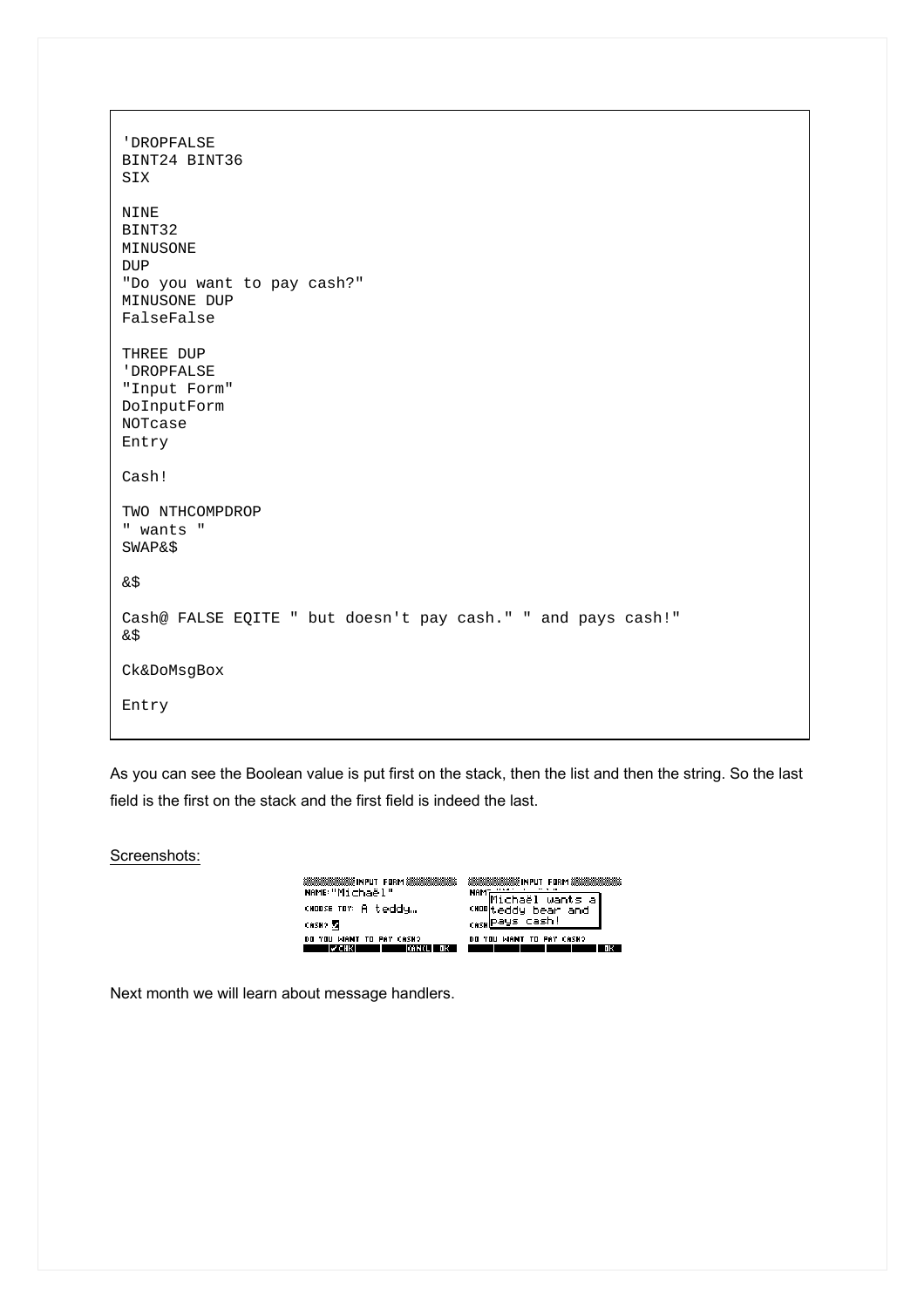```
'DROPFALSE
BINT24 BINT36
SIX

NINE
BINT32
MINUSONE
DUP
"Do you want to pay cash?"
MINUSONE DUP
FalseFalse

THREE DUP
'DROPFALSE
"Input Form"
DoInputForm
NOTcase
Entry

Cash!

TWO NTHCOMPDROP
" wants "
SWAP&$

&$

Cash@ FALSE EQITE " but doesn't pay cash." " and pays cash!"
&$

Ck&DoMsgBox

Entry
```

As you can see the Boolean value is put first on the stack, then the list and then the string. So the last field is the first on the stack and the first field is indeed the last.

Screenshots:

Next month we will learn about message handlers.